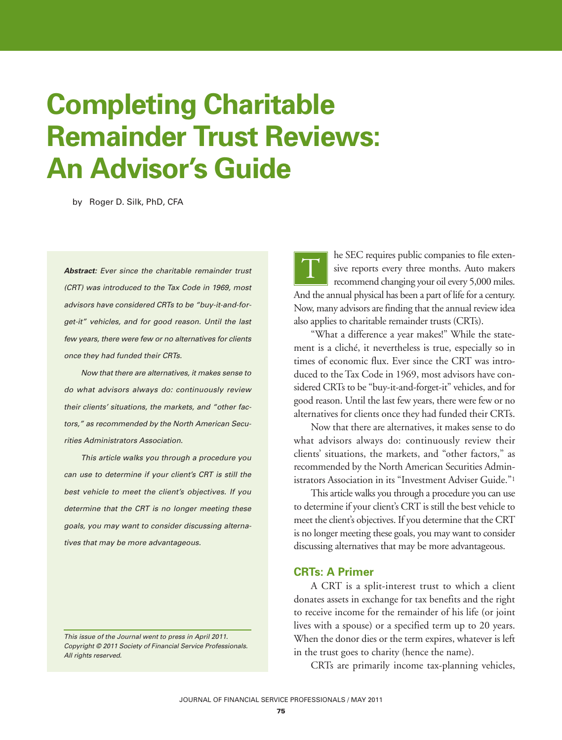# Completing Charitable Remainder Trust Reviews: An Advisor's Guide

by Roger D. Silk, PhD, CFA

***Abstract:*** *Ever since the charitable remainder trust (CRT) was introduced to the Tax Code in 1969, most advisors have considered CRTs to be "buy-it-and-forget-it" vehicles, and for good reason. Until the last few years, there were few or no alternatives for clients once they had funded their CRTs.*

*Now that there are alternatives, it makes sense to do what advisors always do: continuously review their clients' situations, the markets, and "other factors," as recommended by the North American Securities Administrators Association.*

*This article walks you through a procedure you can use to determine if your client's CRT is still the best vehicle to meet the client's objectives. If you determine that the CRT is no longer meeting these goals, you may want to consider discussing alternatives that may be more advantageous.*

*This issue of the Journal went to press in April 2011. Copyright © 2011 Society of Financial Service Professionals. All rights reserved.*

The SEC requires public companies to file extensive reports every three months. Auto makers recommend changing your oil every 5,000 miles. And the annual physical has been a part of life for a century. Now, many advisors are finding that the annual review idea also applies to charitable remainder trusts (CRTs).

"What a difference a year makes!" While the statement is a cliché, it nevertheless is true, especially so in times of economic flux. Ever since the CRT was introduced to the Tax Code in 1969, most advisors have considered CRTs to be "buy-it-and-forget-it" vehicles, and for good reason. Until the last few years, there were few or no alternatives for clients once they had funded their CRTs.

Now that there are alternatives, it makes sense to do what advisors always do: continuously review their clients' situations, the markets, and "other factors," as recommended by the North American Securities Administrators Association in its "Investment Adviser Guide."[1]

This article walks you through a procedure you can use to determine if your client's CRT is still the best vehicle to meet the client's objectives. If you determine that the CRT is no longer meeting these goals, you may want to consider discussing alternatives that may be more advantageous.

## CRTs: A Primer

A CRT is a split-interest trust to which a client donates assets in exchange for tax benefits and the right to receive income for the remainder of his life (or joint lives with a spouse) or a specified term up to 20 years. When the donor dies or the term expires, whatever is left in the trust goes to charity (hence the name).

CRTs are primarily income tax-planning vehicles,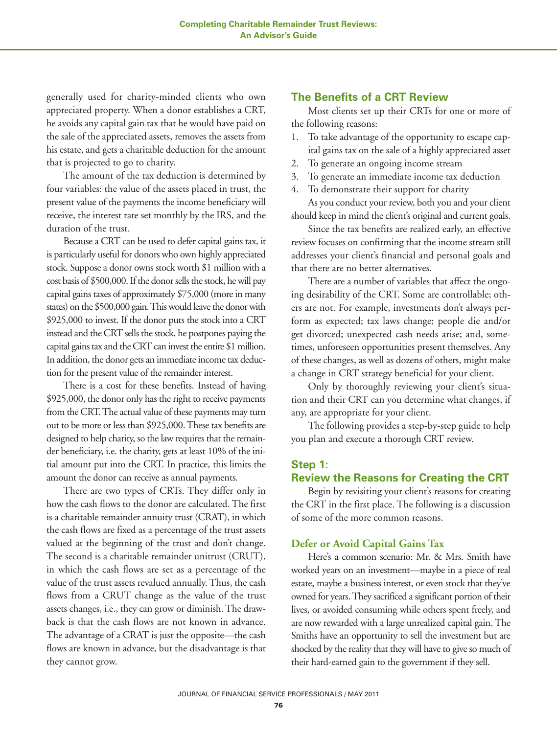generally used for charity-minded clients who own appreciated property. When a donor establishes a CRT, he avoids any capital gain tax that he would have paid on the sale of the appreciated assets, removes the assets from his estate, and gets a charitable deduction for the amount that is projected to go to charity.

The amount of the tax deduction is determined by four variables: the value of the assets placed in trust, the present value of the payments the income beneficiary will receive, the interest rate set monthly by the IRS, and the duration of the trust.

Because a CRT can be used to defer capital gains tax, it is particularly useful for donors who own highly appreciated stock. Suppose a donor owns stock worth $1 million with a cost basis of $500,000. If the donor sells the stock, he will pay capital gains taxes of approximately $75,000 (more in many states) on the $500,000 gain. This would leave the donor with $925,000 to invest. If the donor puts the stock into a CRT instead and the CRT sells the stock, he postpones paying the capital gains tax and the CRT can invest the entire $1 million. In addition, the donor gets an immediate income tax deduction for the present value of the remainder interest.

There is a cost for these benefits. Instead of having $925,000, the donor only has the right to receive payments from the CRT. The actual value of these payments may turn out to be more or less than $925,000. These tax benefits are designed to help charity, so the law requires that the remainder beneficiary, i.e. the charity, gets at least 10% of the initial amount put into the CRT. In practice, this limits the amount the donor can receive as annual payments.

There are two types of CRTs. They differ only in how the cash flows to the donor are calculated. The first is a charitable remainder annuity trust (CRAT), in which the cash flows are fixed as a percentage of the trust assets valued at the beginning of the trust and don't change. The second is a charitable remainder unitrust (CRUT), in which the cash flows are set as a percentage of the value of the trust assets revalued annually. Thus, the cash flows from a CRUT change as the value of the trust assets changes, i.e., they can grow or diminish. The drawback is that the cash flows are not known in advance. The advantage of a CRAT is just the opposite—the cash flows are known in advance, but the disadvantage is that they cannot grow.

## The Benefits of a CRT Review

Most clients set up their CRTs for one or more of the following reasons:

1. To take advantage of the opportunity to escape capital gains tax on the sale of a highly appreciated asset
2. To generate an ongoing income stream
3. To generate an immediate income tax deduction
4. To demonstrate their support for charity

As you conduct your review, both you and your client should keep in mind the client's original and current goals.

Since the tax benefits are realized early, an effective review focuses on confirming that the income stream still addresses your client's financial and personal goals and that there are no better alternatives.

There are a number of variables that affect the ongoing desirability of the CRT. Some are controllable; others are not. For example, investments don't always perform as expected; tax laws change; people die and/or get divorced; unexpected cash needs arise; and, sometimes, unforeseen opportunities present themselves. Any of these changes, as well as dozens of others, might make a change in CRT strategy beneficial for your client.

Only by thoroughly reviewing your client's situation and their CRT can you determine what changes, if any, are appropriate for your client.

The following provides a step-by-step guide to help you plan and execute a thorough CRT review.

## Step 1: Review the Reasons for Creating the CRT

Begin by revisiting your client's reasons for creating the CRT in the first place. The following is a discussion of some of the more common reasons.

### Defer or Avoid Capital Gains Tax

Here's a common scenario: Mr. & Mrs. Smith have worked years on an investment—maybe in a piece of real estate, maybe a business interest, or even stock that they've owned for years. They sacrificed a significant portion of their lives, or avoided consuming while others spent freely, and are now rewarded with a large unrealized capital gain. The Smiths have an opportunity to sell the investment but are shocked by the reality that they will have to give so much of their hard-earned gain to the government if they sell.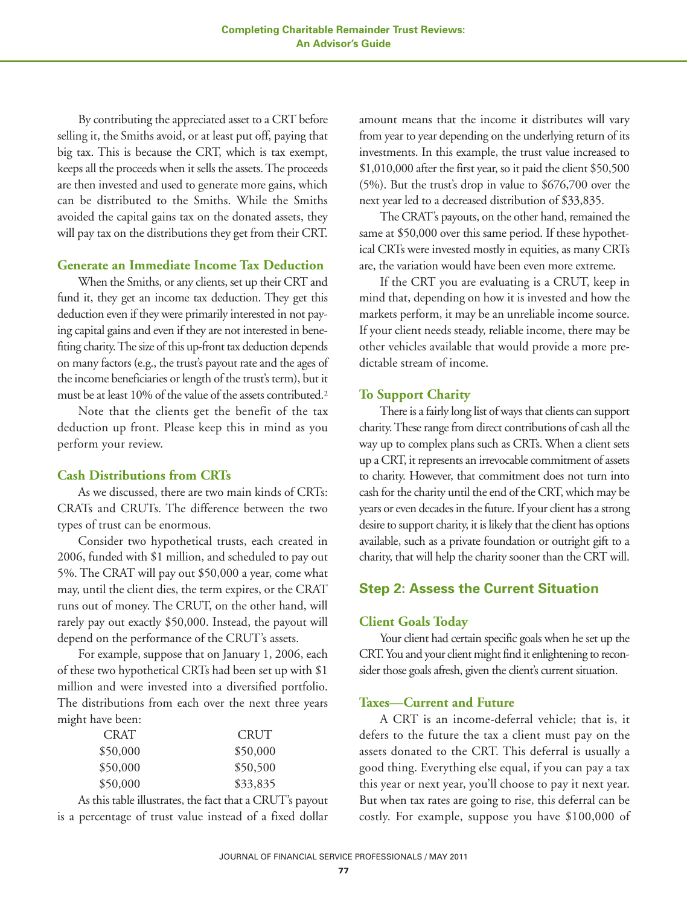By contributing the appreciated asset to a CRT before selling it, the Smiths avoid, or at least put off, paying that big tax. This is because the CRT, which is tax exempt, keeps all the proceeds when it sells the assets. The proceeds are then invested and used to generate more gains, which can be distributed to the Smiths. While the Smiths avoided the capital gains tax on the donated assets, they will pay tax on the distributions they get from their CRT.

### Generate an Immediate Income Tax Deduction

When the Smiths, or any clients, set up their CRT and fund it, they get an income tax deduction. They get this deduction even if they were primarily interested in not paying capital gains and even if they are not interested in benefiting charity. The size of this up-front tax deduction depends on many factors (e.g., the trust's payout rate and the ages of the income beneficiaries or length of the trust's term), but it must be at least 10% of the value of the assets contributed.[2]

Note that the clients get the benefit of the tax deduction up front. Please keep this in mind as you perform your review.

### Cash Distributions from CRTs

As we discussed, there are two main kinds of CRTs: CRATs and CRUTs. The difference between the two types of trust can be enormous.

Consider two hypothetical trusts, each created in 2006, funded with $1 million, and scheduled to pay out 5%. The CRAT will pay out $50,000 a year, come what may, until the client dies, the term expires, or the CRAT runs out of money. The CRUT, on the other hand, will rarely pay out exactly $50,000. Instead, the payout will depend on the performance of the CRUT's assets.

For example, suppose that on January 1, 2006, each of these two hypothetical CRTs had been set up with $1 million and were invested into a diversified portfolio. The distributions from each over the next three years might have been:

| CRAT | CRUT |
|---|---|
| $50,000 | $50,000 |
| $50,000 | $50,500 |
| $50,000 | $33,835 |

As this table illustrates, the fact that a CRUT's payout is a percentage of trust value instead of a fixed dollar amount means that the income it distributes will vary from year to year depending on the underlying return of its investments. In this example, the trust value increased to $1,010,000 after the first year, so it paid the client $50,500 (5%). But the trust's drop in value to $676,700 over the next year led to a decreased distribution of $33,835.

The CRAT's payouts, on the other hand, remained the same at $50,000 over this same period. If these hypothetical CRTs were invested mostly in equities, as many CRTs are, the variation would have been even more extreme.

If the CRT you are evaluating is a CRUT, keep in mind that, depending on how it is invested and how the markets perform, it may be an unreliable income source. If your client needs steady, reliable income, there may be other vehicles available that would provide a more predictable stream of income.

### To Support Charity

There is a fairly long list of ways that clients can support charity. These range from direct contributions of cash all the way up to complex plans such as CRTs. When a client sets up a CRT, it represents an irrevocable commitment of assets to charity. However, that commitment does not turn into cash for the charity until the end of the CRT, which may be years or even decades in the future. If your client has a strong desire to support charity, it is likely that the client has options available, such as a private foundation or outright gift to a charity, that will help the charity sooner than the CRT will.

## Step 2: Assess the Current Situation

### Client Goals Today

Your client had certain specific goals when he set up the CRT. You and your client might find it enlightening to reconsider those goals afresh, given the client's current situation.

### Taxes—Current and Future

A CRT is an income-deferral vehicle; that is, it defers to the future the tax a client must pay on the assets donated to the CRT. This deferral is usually a good thing. Everything else equal, if you can pay a tax this year or next year, you'll choose to pay it next year. But when tax rates are going to rise, this deferral can be costly. For example, suppose you have $100,000 of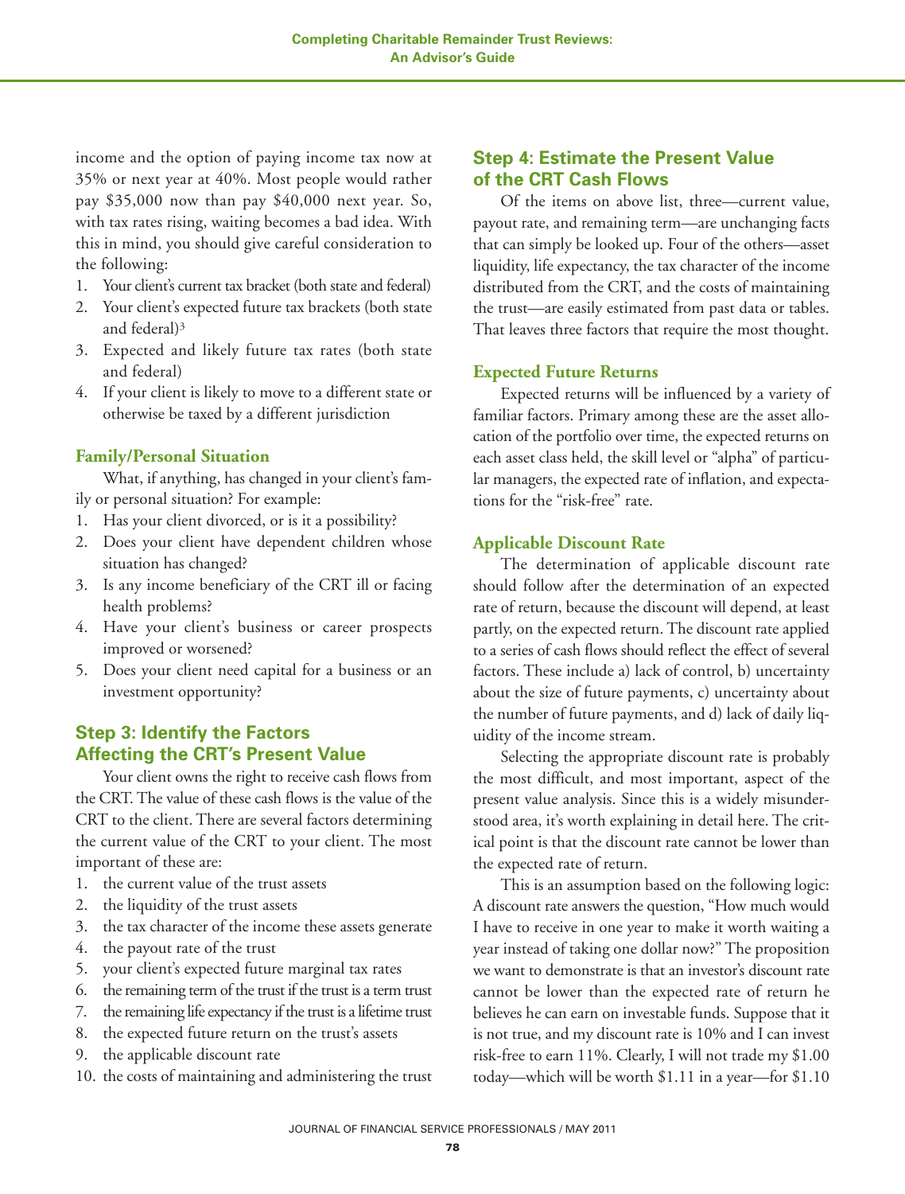income and the option of paying income tax now at 35% or next year at 40%. Most people would rather pay $35,000 now than pay $40,000 next year. So, with tax rates rising, waiting becomes a bad idea. With this in mind, you should give careful consideration to the following:

1. Your client's current tax bracket (both state and federal)
2. Your client's expected future tax brackets (both state and federal)[3]
3. Expected and likely future tax rates (both state and federal)
4. If your client is likely to move to a different state or otherwise be taxed by a different jurisdiction

### Family/Personal Situation

What, if anything, has changed in your client's family or personal situation? For example:

1. Has your client divorced, or is it a possibility?
2. Does your client have dependent children whose situation has changed?
3. Is any income beneficiary of the CRT ill or facing health problems?
4. Have your client's business or career prospects improved or worsened?
5. Does your client need capital for a business or an investment opportunity?

## Step 3: Identify the Factors Affecting the CRT's Present Value

Your client owns the right to receive cash flows from the CRT. The value of these cash flows is the value of the CRT to the client. There are several factors determining the current value of the CRT to your client. The most important of these are:

1. the current value of the trust assets
2. the liquidity of the trust assets
3. the tax character of the income these assets generate
4. the payout rate of the trust
5. your client's expected future marginal tax rates
6. the remaining term of the trust if the trust is a term trust
7. the remaining life expectancy if the trust is a lifetime trust
8. the expected future return on the trust's assets
9. the applicable discount rate
10. the costs of maintaining and administering the trust

## Step 4: Estimate the Present Value of the CRT Cash Flows

Of the items on above list, three—current value, payout rate, and remaining term—are unchanging facts that can simply be looked up. Four of the others—asset liquidity, life expectancy, the tax character of the income distributed from the CRT, and the costs of maintaining the trust—are easily estimated from past data or tables. That leaves three factors that require the most thought.

### Expected Future Returns

Expected returns will be influenced by a variety of familiar factors. Primary among these are the asset allocation of the portfolio over time, the expected returns on each asset class held, the skill level or "alpha" of particular managers, the expected rate of inflation, and expectations for the "risk-free" rate.

### Applicable Discount Rate

The determination of applicable discount rate should follow after the determination of an expected rate of return, because the discount will depend, at least partly, on the expected return. The discount rate applied to a series of cash flows should reflect the effect of several factors. These include a) lack of control, b) uncertainty about the size of future payments, c) uncertainty about the number of future payments, and d) lack of daily liquidity of the income stream.

Selecting the appropriate discount rate is probably the most difficult, and most important, aspect of the present value analysis. Since this is a widely misunderstood area, it's worth explaining in detail here. The critical point is that the discount rate cannot be lower than the expected rate of return.

This is an assumption based on the following logic: A discount rate answers the question, "How much would I have to receive in one year to make it worth waiting a year instead of taking one dollar now?" The proposition we want to demonstrate is that an investor's discount rate cannot be lower than the expected rate of return he believes he can earn on investable funds. Suppose that it is not true, and my discount rate is 10% and I can invest risk-free to earn 11%. Clearly, I will not trade my $1.00 today—which will be worth $1.11 in a year—for $1.10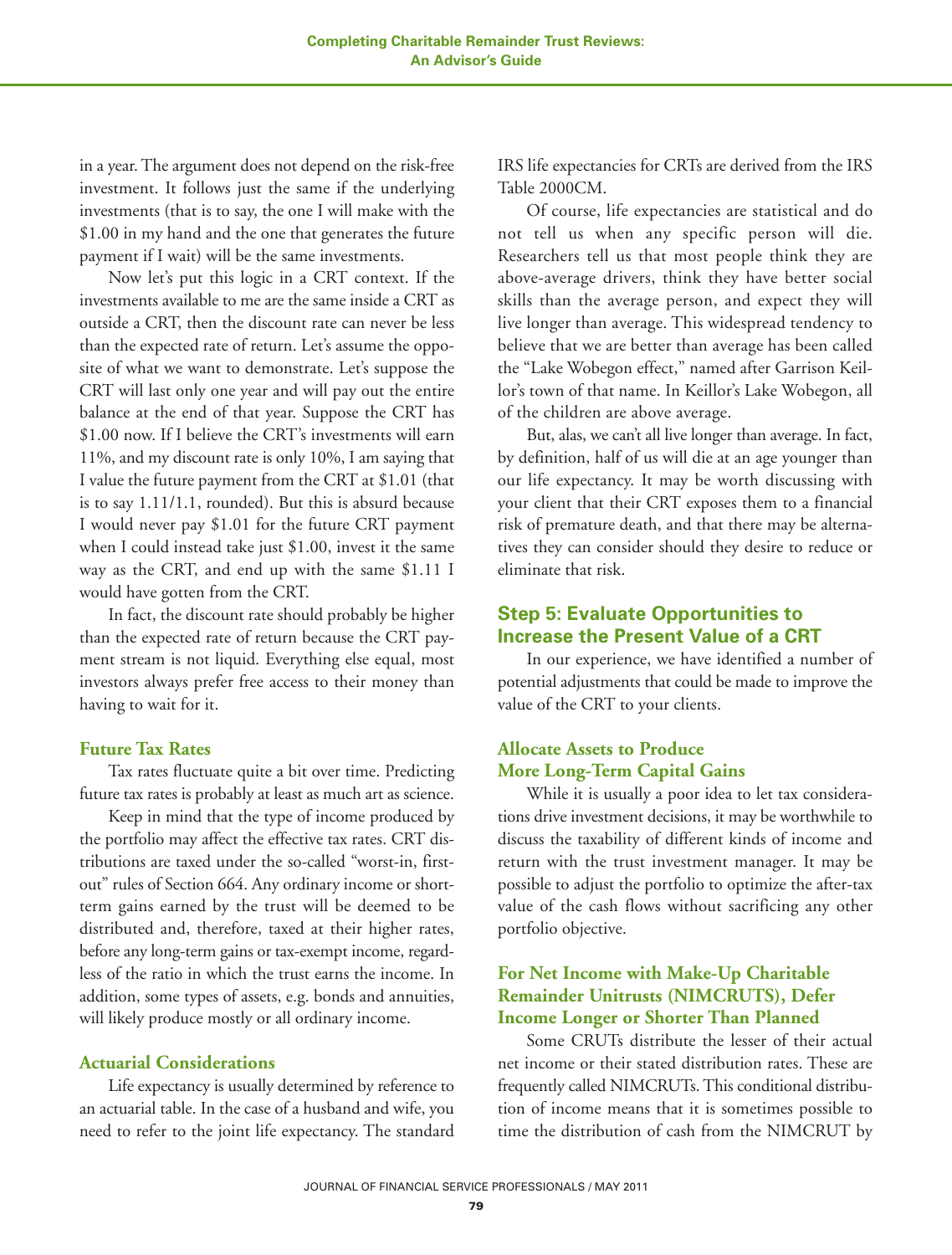in a year. The argument does not depend on the risk-free investment. It follows just the same if the underlying investments (that is to say, the one I will make with the $1.00 in my hand and the one that generates the future payment if I wait) will be the same investments.

Now let's put this logic in a CRT context. If the investments available to me are the same inside a CRT as outside a CRT, then the discount rate can never be less than the expected rate of return. Let's assume the opposite of what we want to demonstrate. Let's suppose the CRT will last only one year and will pay out the entire balance at the end of that year. Suppose the CRT has $1.00 now. If I believe the CRT's investments will earn 11%, and my discount rate is only 10%, I am saying that I value the future payment from the CRT at $1.01 (that is to say 1.11/1.1, rounded). But this is absurd because I would never pay $1.01 for the future CRT payment when I could instead take just $1.00, invest it the same way as the CRT, and end up with the same $1.11 I would have gotten from the CRT.

In fact, the discount rate should probably be higher than the expected rate of return because the CRT payment stream is not liquid. Everything else equal, most investors always prefer free access to their money than having to wait for it.

### Future Tax Rates

Tax rates fluctuate quite a bit over time. Predicting future tax rates is probably at least as much art as science.

Keep in mind that the type of income produced by the portfolio may affect the effective tax rates. CRT distributions are taxed under the so-called "worst-in, first-out" rules of Section 664. Any ordinary income or short-term gains earned by the trust will be deemed to be distributed and, therefore, taxed at their higher rates, before any long-term gains or tax-exempt income, regardless of the ratio in which the trust earns the income. In addition, some types of assets, e.g. bonds and annuities, will likely produce mostly or all ordinary income.

### Actuarial Considerations

Life expectancy is usually determined by reference to an actuarial table. In the case of a husband and wife, you need to refer to the joint life expectancy. The standard IRS life expectancies for CRTs are derived from the IRS Table 2000CM.

Of course, life expectancies are statistical and do not tell us when any specific person will die. Researchers tell us that most people think they are above-average drivers, think they have better social skills than the average person, and expect they will live longer than average. This widespread tendency to believe that we are better than average has been called the "Lake Wobegon effect," named after Garrison Keillor's town of that name. In Keillor's Lake Wobegon, all of the children are above average.

But, alas, we can't all live longer than average. In fact, by definition, half of us will die at an age younger than our life expectancy. It may be worth discussing with your client that their CRT exposes them to a financial risk of premature death, and that there may be alternatives they can consider should they desire to reduce or eliminate that risk.

## Step 5: Evaluate Opportunities to Increase the Present Value of a CRT

In our experience, we have identified a number of potential adjustments that could be made to improve the value of the CRT to your clients.

### Allocate Assets to Produce More Long-Term Capital Gains

While it is usually a poor idea to let tax considerations drive investment decisions, it may be worthwhile to discuss the taxability of different kinds of income and return with the trust investment manager. It may be possible to adjust the portfolio to optimize the after-tax value of the cash flows without sacrificing any other portfolio objective.

### For Net Income with Make-Up Charitable Remainder Unitrusts (NIMCRUTS), Defer Income Longer or Shorter Than Planned

Some CRUTs distribute the lesser of their actual net income or their stated distribution rates. These are frequently called NIMCRUTs. This conditional distribution of income means that it is sometimes possible to time the distribution of cash from the NIMCRUT by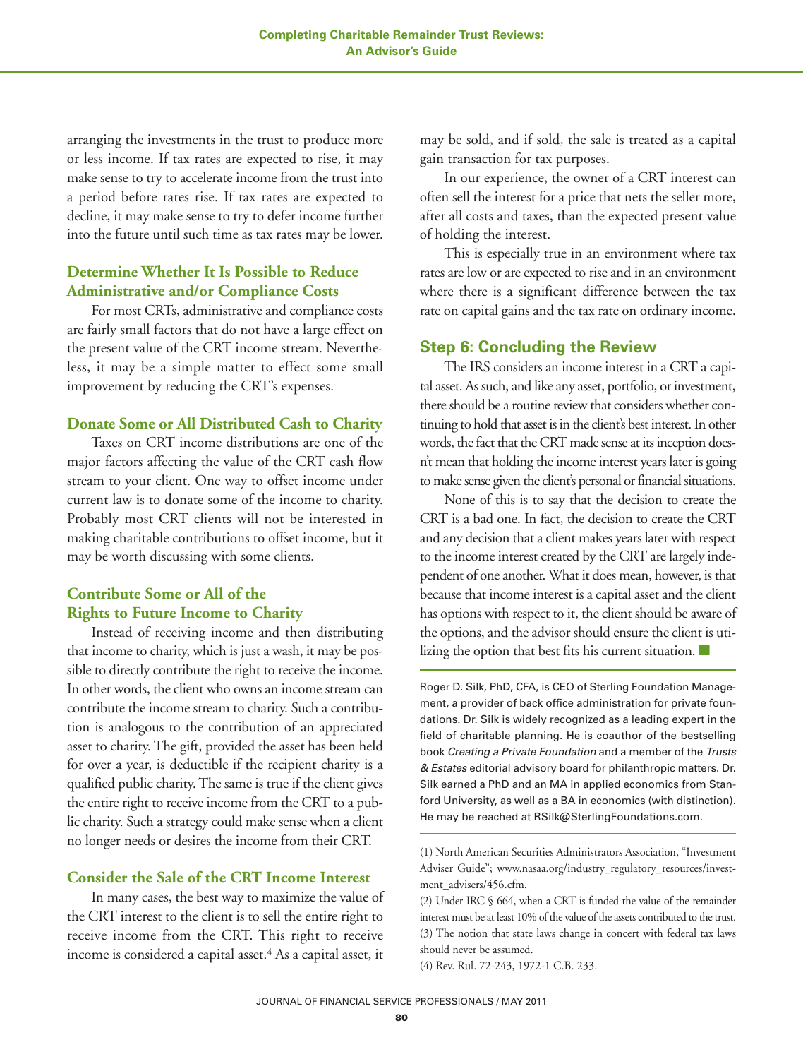arranging the investments in the trust to produce more or less income. If tax rates are expected to rise, it may make sense to try to accelerate income from the trust into a period before rates rise. If tax rates are expected to decline, it may make sense to try to defer income further into the future until such time as tax rates may be lower.

### Determine Whether It Is Possible to Reduce Administrative and/or Compliance Costs

For most CRTs, administrative and compliance costs are fairly small factors that do not have a large effect on the present value of the CRT income stream. Nevertheless, it may be a simple matter to effect some small improvement by reducing the CRT's expenses.

### Donate Some or All Distributed Cash to Charity

Taxes on CRT income distributions are one of the major factors affecting the value of the CRT cash flow stream to your client. One way to offset income under current law is to donate some of the income to charity. Probably most CRT clients will not be interested in making charitable contributions to offset income, but it may be worth discussing with some clients.

### Contribute Some or All of the Rights to Future Income to Charity

Instead of receiving income and then distributing that income to charity, which is just a wash, it may be possible to directly contribute the right to receive the income. In other words, the client who owns an income stream can contribute the income stream to charity. Such a contribution is analogous to the contribution of an appreciated asset to charity. The gift, provided the asset has been held for over a year, is deductible if the recipient charity is a qualified public charity. The same is true if the client gives the entire right to receive income from the CRT to a public charity. Such a strategy could make sense when a client no longer needs or desires the income from their CRT.

### Consider the Sale of the CRT Income Interest

In many cases, the best way to maximize the value of the CRT interest to the client is to sell the entire right to receive income from the CRT. This right to receive income is considered a capital asset.[4] As a capital asset, it may be sold, and if sold, the sale is treated as a capital gain transaction for tax purposes.

In our experience, the owner of a CRT interest can often sell the interest for a price that nets the seller more, after all costs and taxes, than the expected present value of holding the interest.

This is especially true in an environment where tax rates are low or are expected to rise and in an environment where there is a significant difference between the tax rate on capital gains and the tax rate on ordinary income.

## Step 6: Concluding the Review

The IRS considers an income interest in a CRT a capital asset. As such, and like any asset, portfolio, or investment, there should be a routine review that considers whether continuing to hold that asset is in the client's best interest. In other words, the fact that the CRT made sense at its inception doesn't mean that holding the income interest years later is going to make sense given the client's personal or financial situations.

None of this is to say that the decision to create the CRT is a bad one. In fact, the decision to create the CRT and any decision that a client makes years later with respect to the income interest created by the CRT are largely independent of one another. What it does mean, however, is that because that income interest is a capital asset and the client has options with respect to it, the client should be aware of the options, and the advisor should ensure the client is utilizing the option that best fits his current situation. ■

---

Roger D. Silk, PhD, CFA, is CEO of Sterling Foundation Management, a provider of back office administration for private foundations. Dr. Silk is widely recognized as a leading expert in the field of charitable planning. He is coauthor of the bestselling book *Creating a Private Foundation* and a member of the *Trusts & Estates* editorial advisory board for philanthropic matters. Dr. Silk earned a PhD and an MA in applied economics from Stanford University, as well as a BA in economics (with distinction). He may be reached at RSilk@SterlingFoundations.com.

---

(1) North American Securities Administrators Association, "Investment Adviser Guide"; www.nasaa.org/industry_regulatory_resources/investment_advisers/456.cfm.

(2) Under IRC § 664, when a CRT is funded the value of the remainder interest must be at least 10% of the value of the assets contributed to the trust.

(3) The notion that state laws change in concert with federal tax laws should never be assumed.

(4) Rev. Rul. 72-243, 1972-1 C.B. 233.